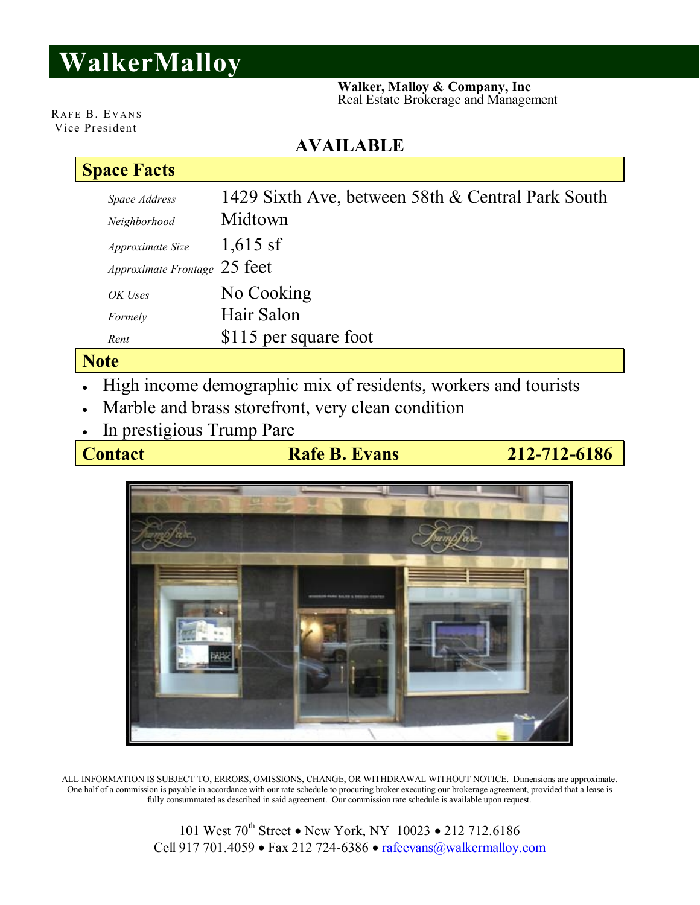# WalkerMalloy

**Walker, Malloy & Company, Inc**
Real Estate Brokerage and Management

RAFE B. EVANS
Vice President

## AVAILABLE

## Space Facts

| | |
|---|---|
| *Space Address* | 1429 Sixth Ave, between 58th & Central Park South |
| *Neighborhood* | Midtown |
| *Approximate Size* | 1,615 sf |
| *Approximate Frontage* | 25 feet |
| *OK Uses* | No Cooking |
| *Formely* | Hair Salon |
| *Rent* | $115 per square foot |

## Note

- High income demographic mix of residents, workers and tourists
- Marble and brass storefront, very clean condition
- In prestigious Trump Parc

## Contact

**Rafe B. Evans** **212-712-6186**

ALL INFORMATION IS SUBJECT TO, ERRORS, OMISSIONS, CHANGE, OR WITHDRAWAL WITHOUT NOTICE. Dimensions are approximate. One half of a commission is payable in accordance with our rate schedule to procuring broker executing our brokerage agreement, provided that a lease is fully consummated as described in said agreement. Our commission rate schedule is available upon request.

101 West 70th Street • New York, NY 10023 • 212 712.6186
Cell 917 701.4059 • Fax 212 724-6386 • rafeevans@walkermalloy.com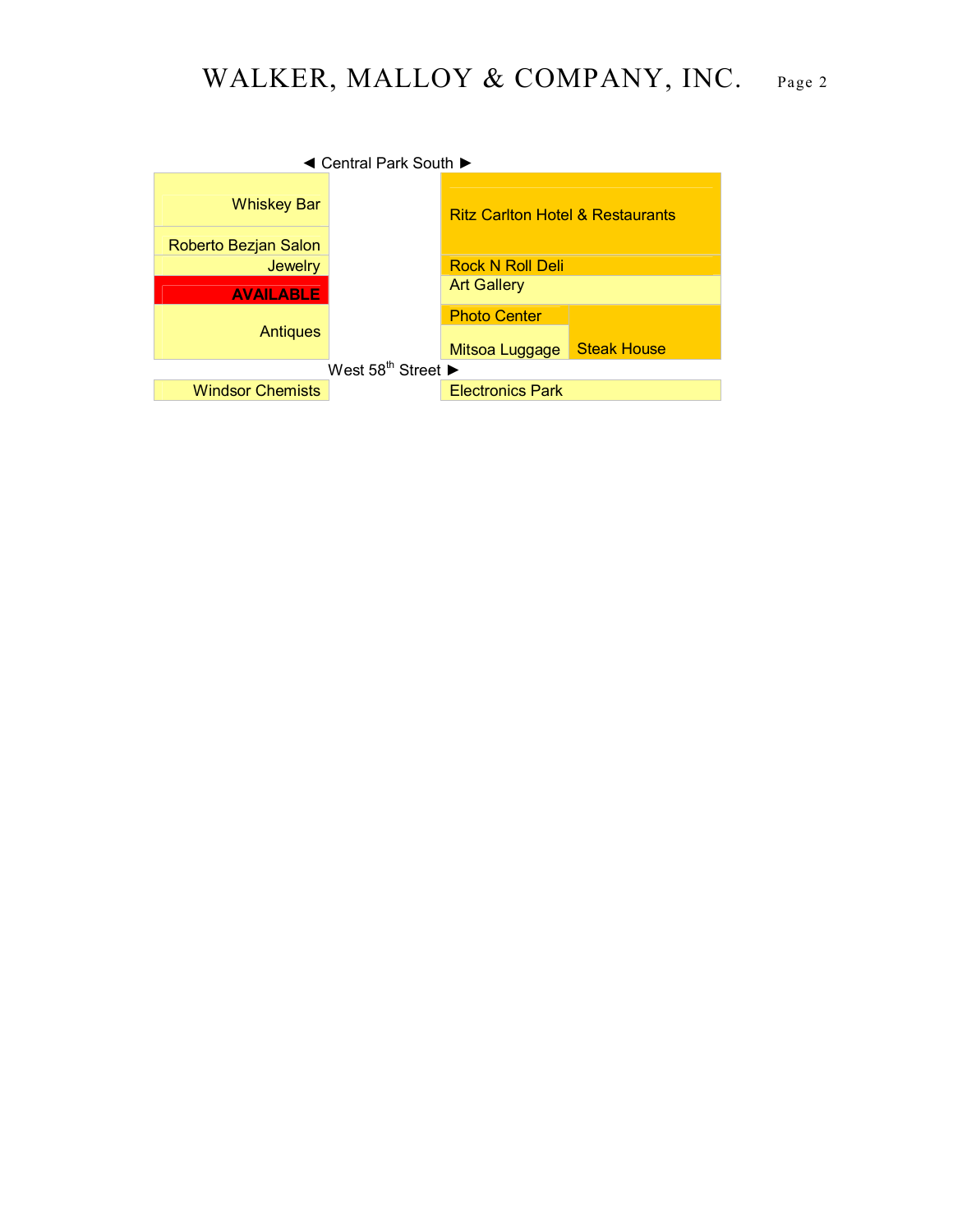◄ Central Park South ►

| West side | East side |
| --- | --- |
| Whiskey Bar | Ritz Carlton Hotel & Restaurants |
| Roberto Bezjan Salon | |
| Jewelry | Rock N Roll Deli |
| **AVAILABLE** | Art Gallery |
| Antiques | Photo Center / Mitsoa Luggage / Steak House |

West 58th Street ►

| West side | East side |
| --- | --- |
| Windsor Chemists | Electronics Park |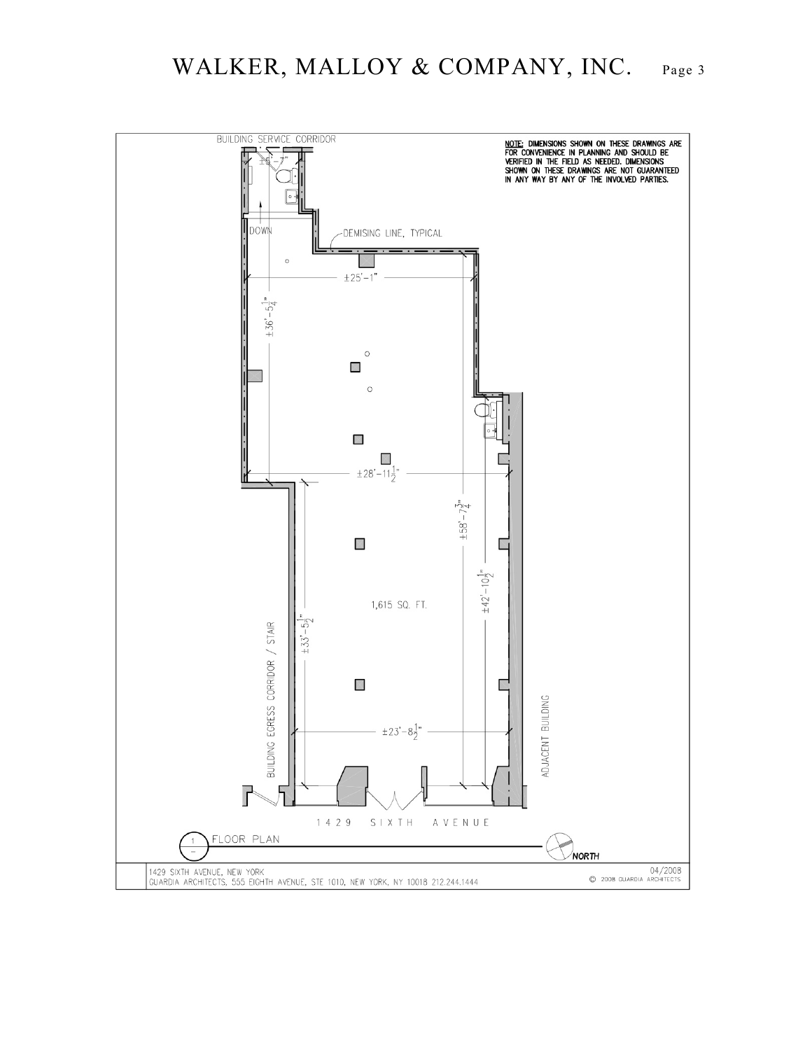BUILDING SERVICE CORRIDOR

NOTE: DIMENSIONS SHOWN ON THESE DRAWINGS ARE FOR CONVENIENCE IN PLANNING AND SHOULD BE VERIFIED IN THE FIELD AS NEEDED. DIMENSIONS SHOWN ON THESE DRAWINGS ARE NOT GUARANTEED IN ANY WAY BY ANY OF THE INVOLVED PARTIES.

±5'-7"

DOWN

DEMISING LINE, TYPICAL

±25'-1"

±36'-5¼"

±28'-11½"

±58'-7¾"

±42'-10½"

1,615 SQ. FT.

±33'-5½"

BUILDING EGRESS CORRIDOR / STAIR

ADJACENT BUILDING

±23'-8½"

1429 SIXTH AVENUE

1 FLOOR PLAN

NORTH

1429 SIXTH AVENUE, NEW YORK
GUARDIA ARCHITECTS, 555 EIGHTH AVENUE, STE 1010, NEW YORK, NY 10018 212.244.1444

04/2008
© 2008 GUARDIA ARCHITECTS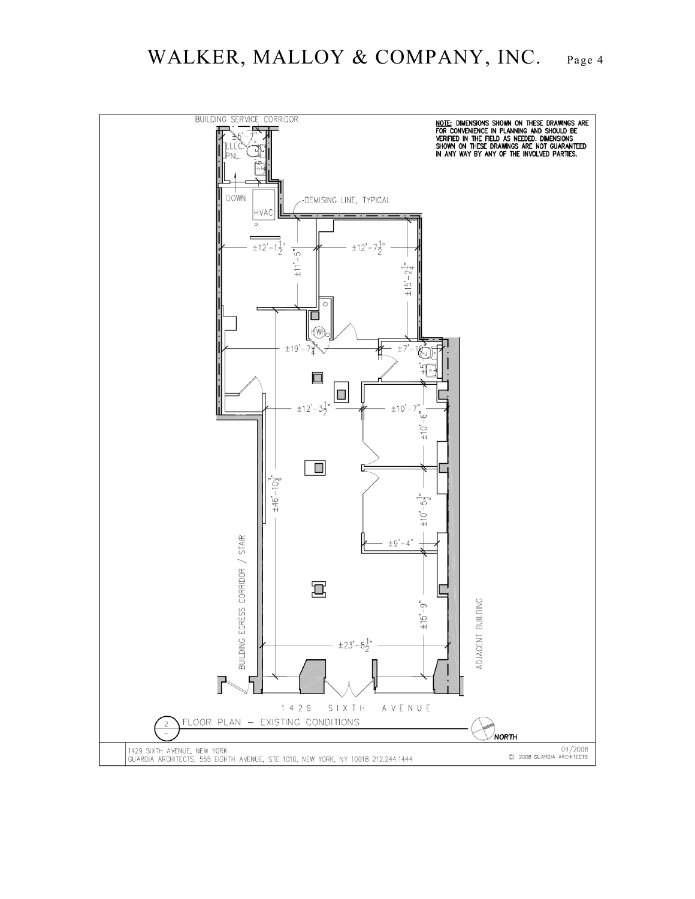# WALKER, MALLOY & COMPANY, INC.

BUILDING SERVICE CORRIDOR

**NOTE: DIMENSIONS SHOWN ON THESE DRAWINGS ARE FOR CONVENIENCE IN PLANNING AND SHOULD BE VERIFIED IN THE FIELD AS NEEDED. DIMENSIONS SHOWN ON THESE DRAWINGS ARE NOT GUARANTEED IN ANY WAY BY ANY OF THE INVOLVED PARTIES.**

±5'-7"

ELEC. PNL.

±6'-5"

DOWN

HVAC

DEMISING LINE, TYPICAL

±12'-1½"

±11'-5"

±12'-7½"

±15'-2¼"

HWH

±19'-7¾"

±7'-10"

±5'-2"

±12'-3½"

±10'-7"

±10'-6"

±46'-10¾"

±10'-5½"

±9'-4"

BUILDING EGRESS CORRIDOR / STAIR

ADJACENT BUILDING

±15'-9"

±23'-8½"

1429 SIXTH AVENUE

2 FLOOR PLAN – EXISTING CONDITIONS

NORTH

1429 SIXTH AVENUE, NEW YORK
GUARDIA ARCHITECTS, 555 EIGHTH AVENUE, STE 1010, NEW YORK, NY 10018 212.244.1444

04/2008
© 2008 GUARDIA ARCHITECTS